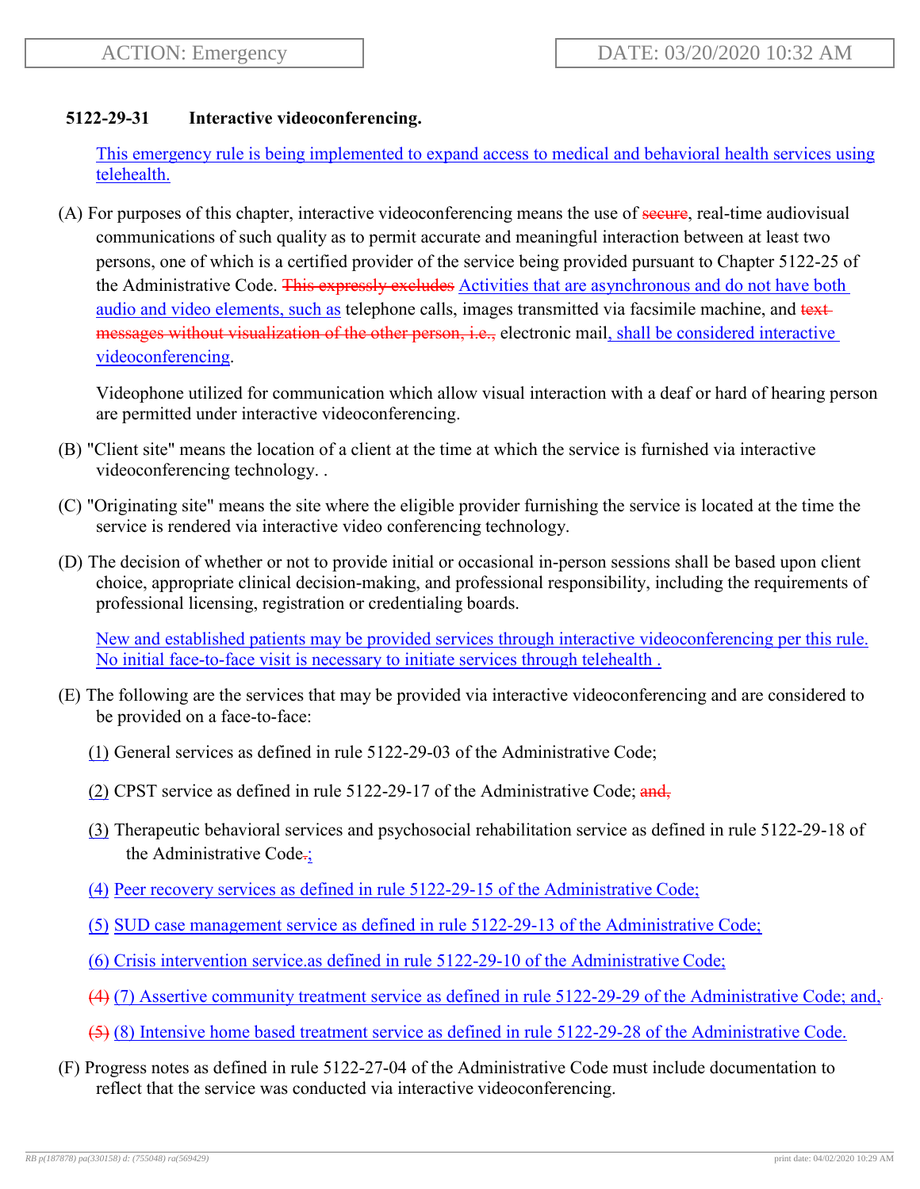ACTION: Emergency

DATE: 03/20/2020 10:32 AM

**5122-29-31 Interactive videoconferencing.**

This emergency rule is being implemented to expand access to medical and behavioral health services using telehealth.

(A) For purposes of this chapter, interactive videoconferencing means the use of ~~secure~~, real-time audiovisual communications of such quality as to permit accurate and meaningful interaction between at least two persons, one of which is a certified provider of the service being provided pursuant to Chapter 5122-25 of the Administrative Code. ~~This expressly excludes~~ Activities that are asynchronous and do not have both audio and video elements, such as telephone calls, images transmitted via facsimile machine, and ~~text messages without visualization of the other person, i.e.,~~ electronic mail, shall be considered interactive videoconferencing.

Videophone utilized for communication which allow visual interaction with a deaf or hard of hearing person are permitted under interactive videoconferencing.

(B) "Client site" means the location of a client at the time at which the service is furnished via interactive videoconferencing technology. .

(C) "Originating site" means the site where the eligible provider furnishing the service is located at the time the service is rendered via interactive video conferencing technology.

(D) The decision of whether or not to provide initial or occasional in-person sessions shall be based upon client choice, appropriate clinical decision-making, and professional responsibility, including the requirements of professional licensing, registration or credentialing boards.

New and established patients may be provided services through interactive videoconferencing per this rule. No initial face-to-face visit is necessary to initiate services through telehealth .

(E) The following are the services that may be provided via interactive videoconferencing and are considered to be provided on a face-to-face:

(1) General services as defined in rule 5122-29-03 of the Administrative Code;

(2) CPST service as defined in rule 5122-29-17 of the Administrative Code; ~~and,~~

(3) Therapeutic behavioral services and psychosocial rehabilitation service as defined in rule 5122-29-18 of the Administrative Code~~.~~;

(4) Peer recovery services as defined in rule 5122-29-15 of the Administrative Code;

(5) SUD case management service as defined in rule 5122-29-13 of the Administrative Code;

(6) Crisis intervention service.as defined in rule 5122-29-10 of the Administrative Code;

~~(4)~~ (7) Assertive community treatment service as defined in rule 5122-29-29 of the Administrative Code; and,~~.~~

~~(5)~~ (8) Intensive home based treatment service as defined in rule 5122-29-28 of the Administrative Code.

(F) Progress notes as defined in rule 5122-27-04 of the Administrative Code must include documentation to reflect that the service was conducted via interactive videoconferencing.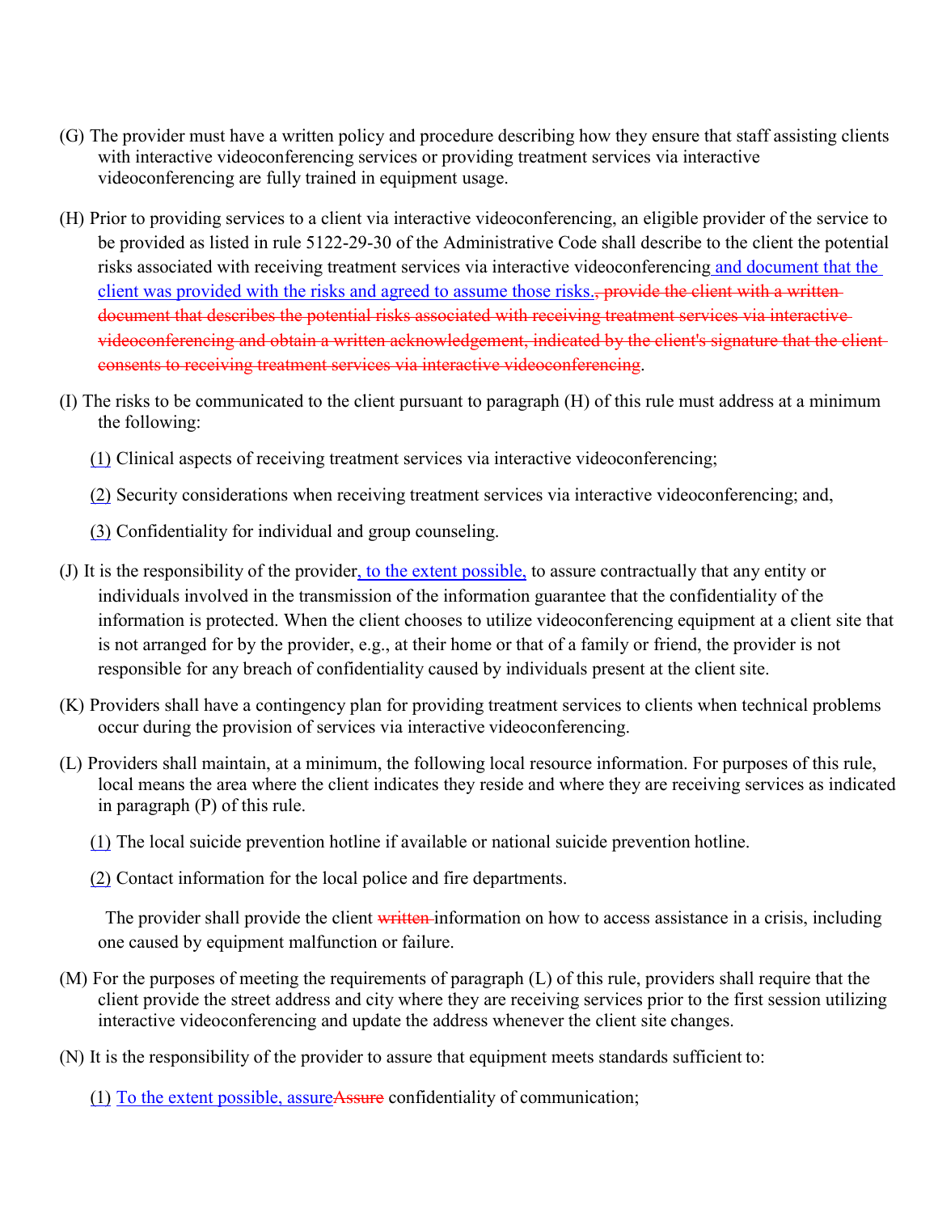(G) The provider must have a written policy and procedure describing how they ensure that staff assisting clients with interactive videoconferencing services or providing treatment services via interactive videoconferencing are fully trained in equipment usage.

(H) Prior to providing services to a client via interactive videoconferencing, an eligible provider of the service to be provided as listed in rule 5122-29-30 of the Administrative Code shall describe to the client the potential risks associated with receiving treatment services via interactive videoconferencing and document that the client was provided with the risks and agreed to assume those risks., provide the client with a written document that describes the potential risks associated with receiving treatment services via interactive videoconferencing and obtain a written acknowledgement, indicated by the client's signature that the client consents to receiving treatment services via interactive videoconferencing.

(I) The risks to be communicated to the client pursuant to paragraph (H) of this rule must address at a minimum the following:

(1) Clinical aspects of receiving treatment services via interactive videoconferencing;

(2) Security considerations when receiving treatment services via interactive videoconferencing; and,

(3) Confidentiality for individual and group counseling.

(J) It is the responsibility of the provider, to the extent possible, to assure contractually that any entity or individuals involved in the transmission of the information guarantee that the confidentiality of the information is protected. When the client chooses to utilize videoconferencing equipment at a client site that is not arranged for by the provider, e.g., at their home or that of a family or friend, the provider is not responsible for any breach of confidentiality caused by individuals present at the client site.

(K) Providers shall have a contingency plan for providing treatment services to clients when technical problems occur during the provision of services via interactive videoconferencing.

(L) Providers shall maintain, at a minimum, the following local resource information. For purposes of this rule, local means the area where the client indicates they reside and where they are receiving services as indicated in paragraph (P) of this rule.

(1) The local suicide prevention hotline if available or national suicide prevention hotline.

(2) Contact information for the local police and fire departments.

The provider shall provide the client written information on how to access assistance in a crisis, including one caused by equipment malfunction or failure.

(M) For the purposes of meeting the requirements of paragraph (L) of this rule, providers shall require that the client provide the street address and city where they are receiving services prior to the first session utilizing interactive videoconferencing and update the address whenever the client site changes.

(N) It is the responsibility of the provider to assure that equipment meets standards sufficient to:

(1) To the extent possible, assureAssure confidentiality of communication;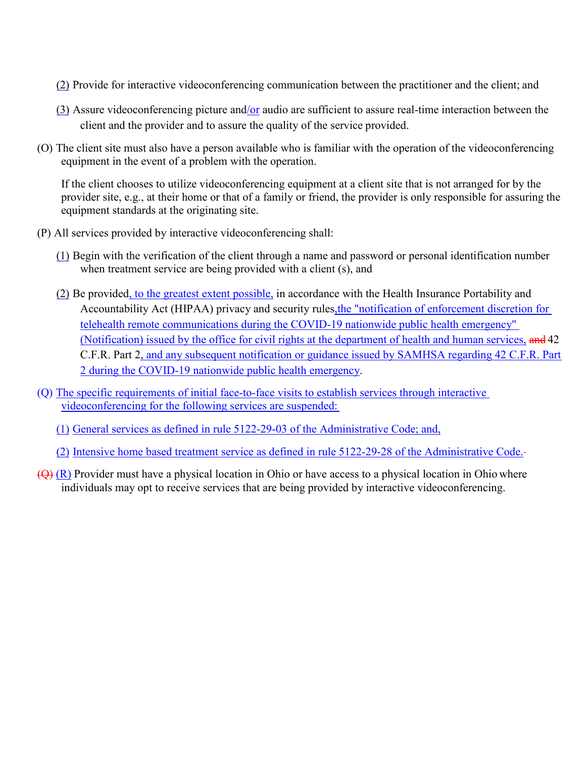(2) Provide for interactive videoconferencing communication between the practitioner and the client; and

(3) Assure videoconferencing picture and/or audio are sufficient to assure real-time interaction between the client and the provider and to assure the quality of the service provided.

(O) The client site must also have a person available who is familiar with the operation of the videoconferencing equipment in the event of a problem with the operation.

If the client chooses to utilize videoconferencing equipment at a client site that is not arranged for by the provider site, e.g., at their home or that of a family or friend, the provider is only responsible for assuring the equipment standards at the originating site.

(P) All services provided by interactive videoconferencing shall:

(1) Begin with the verification of the client through a name and password or personal identification number when treatment service are being provided with a client (s), and

(2) Be provided, to the greatest extent possible, in accordance with the Health Insurance Portability and Accountability Act (HIPAA) privacy and security rules, the "notification of enforcement discretion for telehealth remote communications during the COVID-19 nationwide public health emergency" (Notification) issued by the office for civil rights at the department of health and human services, ~~and~~ 42 C.F.R. Part 2, and any subsequent notification or guidance issued by SAMHSA regarding 42 C.F.R. Part 2 during the COVID-19 nationwide public health emergency.

(Q) The specific requirements of initial face-to-face visits to establish services through interactive videoconferencing for the following services are suspended:

(1) General services as defined in rule 5122-29-03 of the Administrative Code; and,

(2) Intensive home based treatment service as defined in rule 5122-29-28 of the Administrative Code.

~~(Q)~~ (R) Provider must have a physical location in Ohio or have access to a physical location in Ohio where individuals may opt to receive services that are being provided by interactive videoconferencing.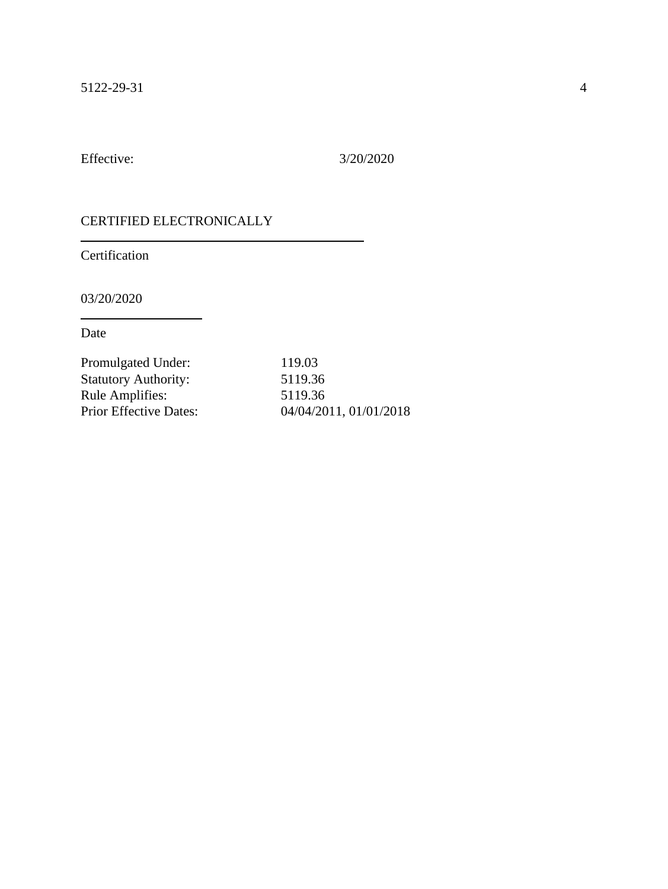Effective: 3/20/2020

CERTIFIED ELECTRONICALLY

---

Certification

03/20/2020

---

Date

| | |
|---|---|
| Promulgated Under: | 119.03 |
| Statutory Authority: | 5119.36 |
| Rule Amplifies: | 5119.36 |
| Prior Effective Dates: | 04/04/2011, 01/01/2018 |